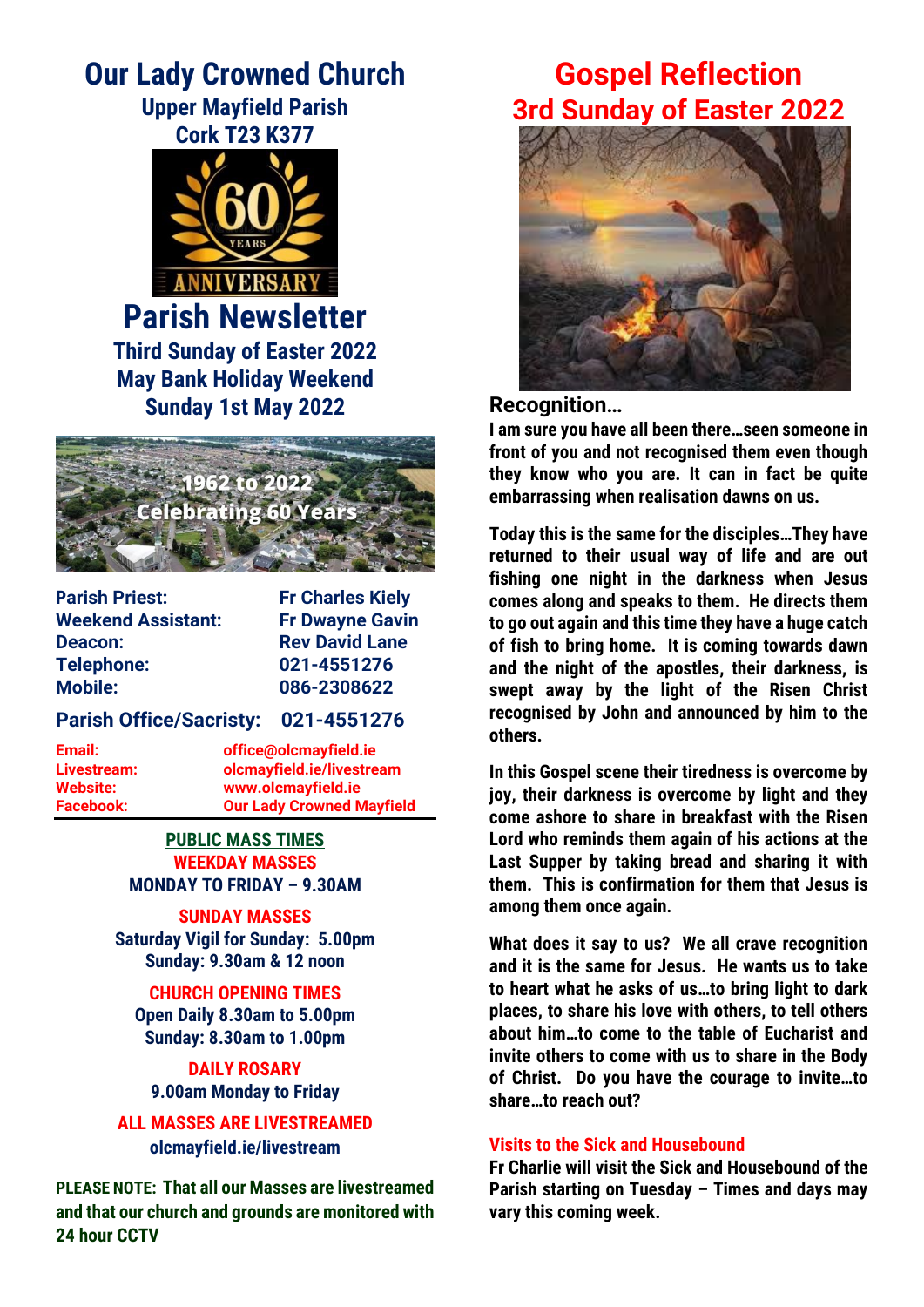# Our Lady Crowned Church

**Upper Mayfield Parish**
**Cork T23 K377**

60 YEARS ANNIVERSARY

## Parish Newsletter

**Third Sunday of Easter 2022**
**May Bank Holiday Weekend**
**Sunday 1st May 2022**

1962 to 2022
Celebrating 60 Years

| | |
|---|---|
| **Parish Priest:** | Fr Charles Kiely |
| **Weekend Assistant:** | Fr Dwayne Gavin |
| **Deacon:** | Rev David Lane |
| **Telephone:** | 021-4551276 |
| **Mobile:** | 086-2308622 |

**Parish Office/Sacristy: 021-4551276**

| | |
|---|---|
| **Email:** | office@olcmayfield.ie |
| **Livestream:** | olcmayfield.ie/livestream |
| **Website:** | www.olcmayfield.ie |
| **Facebook:** | Our Lady Crowned Mayfield |

**PUBLIC MASS TIMES**

**WEEKDAY MASSES**
MONDAY TO FRIDAY – 9.30AM

**SUNDAY MASSES**
Saturday Vigil for Sunday: 5.00pm
Sunday: 9.30am & 12 noon

**CHURCH OPENING TIMES**
Open Daily 8.30am to 5.00pm
Sunday: 8.30am to 1.00pm

**DAILY ROSARY**
9.00am Monday to Friday

**ALL MASSES ARE LIVESTREAMED**
olcmayfield.ie/livestream

**PLEASE NOTE:** That all our Masses are livestreamed and that our church and grounds are monitored with 24 hour CCTV

# Gospel Reflection
## 3rd Sunday of Easter 2022

### Recognition…

I am sure you have all been there…seen someone in front of you and not recognised them even though they know who you are. It can in fact be quite embarrassing when realisation dawns on us.

Today this is the same for the disciples…They have returned to their usual way of life and are out fishing one night in the darkness when Jesus comes along and speaks to them. He directs them to go out again and this time they have a huge catch of fish to bring home. It is coming towards dawn and the night of the apostles, their darkness, is swept away by the light of the Risen Christ recognised by John and announced by him to the others.

In this Gospel scene their tiredness is overcome by joy, their darkness is overcome by light and they come ashore to share in breakfast with the Risen Lord who reminds them again of his actions at the Last Supper by taking bread and sharing it with them. This is confirmation for them that Jesus is among them once again.

What does it say to us? We all crave recognition and it is the same for Jesus. He wants us to take to heart what he asks of us…to bring light to dark places, to share his love with others, to tell others about him…to come to the table of Eucharist and invite others to come with us to share in the Body of Christ. Do you have the courage to invite…to share…to reach out?

### Visits to the Sick and Housebound

Fr Charlie will visit the Sick and Housebound of the Parish starting on Tuesday – Times and days may vary this coming week.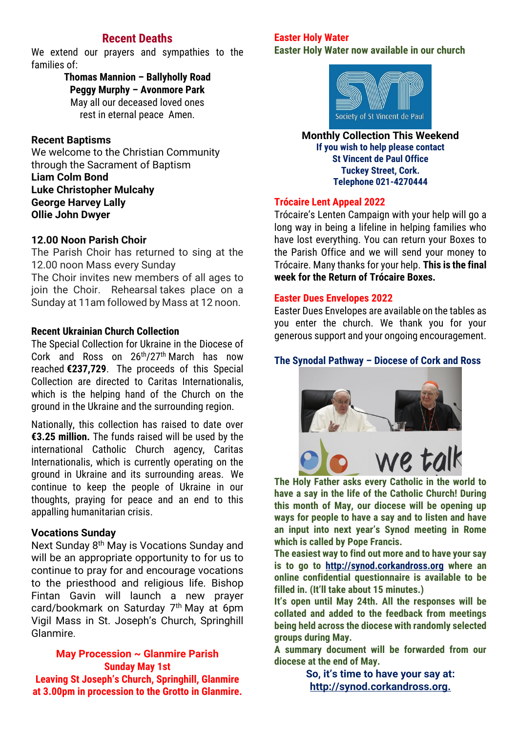## Recent Deaths

We extend our prayers and sympathies to the families of:

**Thomas Mannion – Ballyholly Road**
**Peggy Murphy – Avonmore Park**
May all our deceased loved ones rest in eternal peace Amen.

### Recent Baptisms

We welcome to the Christian Community through the Sacrament of Baptism

**Liam Colm Bond**
**Luke Christopher Mulcahy**
**George Harvey Lally**
**Ollie John Dwyer**

### 12.00 Noon Parish Choir

The Parish Choir has returned to sing at the 12.00 noon Mass every Sunday

The Choir invites new members of all ages to join the Choir. Rehearsal takes place on a Sunday at 11am followed by Mass at 12 noon.

### Recent Ukrainian Church Collection

The Special Collection for Ukraine in the Diocese of Cork and Ross on 26th/27th March has now reached **€237,729**. The proceeds of this Special Collection are directed to Caritas Internationalis, which is the helping hand of the Church on the ground in the Ukraine and the surrounding region.

Nationally, this collection has raised to date over **€3.25 million.** The funds raised will be used by the international Catholic Church agency, Caritas Internationalis, which is currently operating on the ground in Ukraine and its surrounding areas. We continue to keep the people of Ukraine in our thoughts, praying for peace and an end to this appalling humanitarian crisis.

### Vocations Sunday

Next Sunday 8th May is Vocations Sunday and will be an appropriate opportunity to for us to continue to pray for and encourage vocations to the priesthood and religious life. Bishop Fintan Gavin will launch a new prayer card/bookmark on Saturday 7th May at 6pm Vigil Mass in St. Joseph's Church, Springhill Glanmire.

### May Procession ~ Glanmire Parish

**Sunday May 1st**
**Leaving St Joseph's Church, Springhill, Glanmire at 3.00pm in procession to the Grotto in Glanmire.**

### Easter Holy Water

**Easter Holy Water now available in our church**

Society of St Vincent de Paul

**Monthly Collection This Weekend**
**If you wish to help please contact**
**St Vincent de Paul Office**
**Tuckey Street, Cork.**
**Telephone 021-4270444**

### Trócaire Lent Appeal 2022

Trócaire's Lenten Campaign with your help will go a long way in being a lifeline in helping families who have lost everything. You can return your Boxes to the Parish Office and we will send your money to Trócaire. Many thanks for your help. **This is the final week for the Return of Trócaire Boxes.**

### Easter Dues Envelopes 2022

Easter Dues Envelopes are available on the tables as you enter the church. We thank you for your generous support and your ongoing encouragement.

### The Synodal Pathway – Diocese of Cork and Ross

we talk

**The Holy Father asks every Catholic in the world to have a say in the life of the Catholic Church! During this month of May, our diocese will be opening up ways for people to have a say and to listen and have an input into next year's Synod meeting in Rome which is called by Pope Francis.**

**The easiest way to find out more and to have your say is to go to http://synod.corkandross.org where an online confidential questionnaire is available to be filled in. (It'll take about 15 minutes.)**

**It's open until May 24th. All the responses will be collated and added to the feedback from meetings being held across the diocese with randomly selected groups during May.**

**A summary document will be forwarded from our diocese at the end of May.**

**So, it's time to have your say at: http://synod.corkandross.org.**